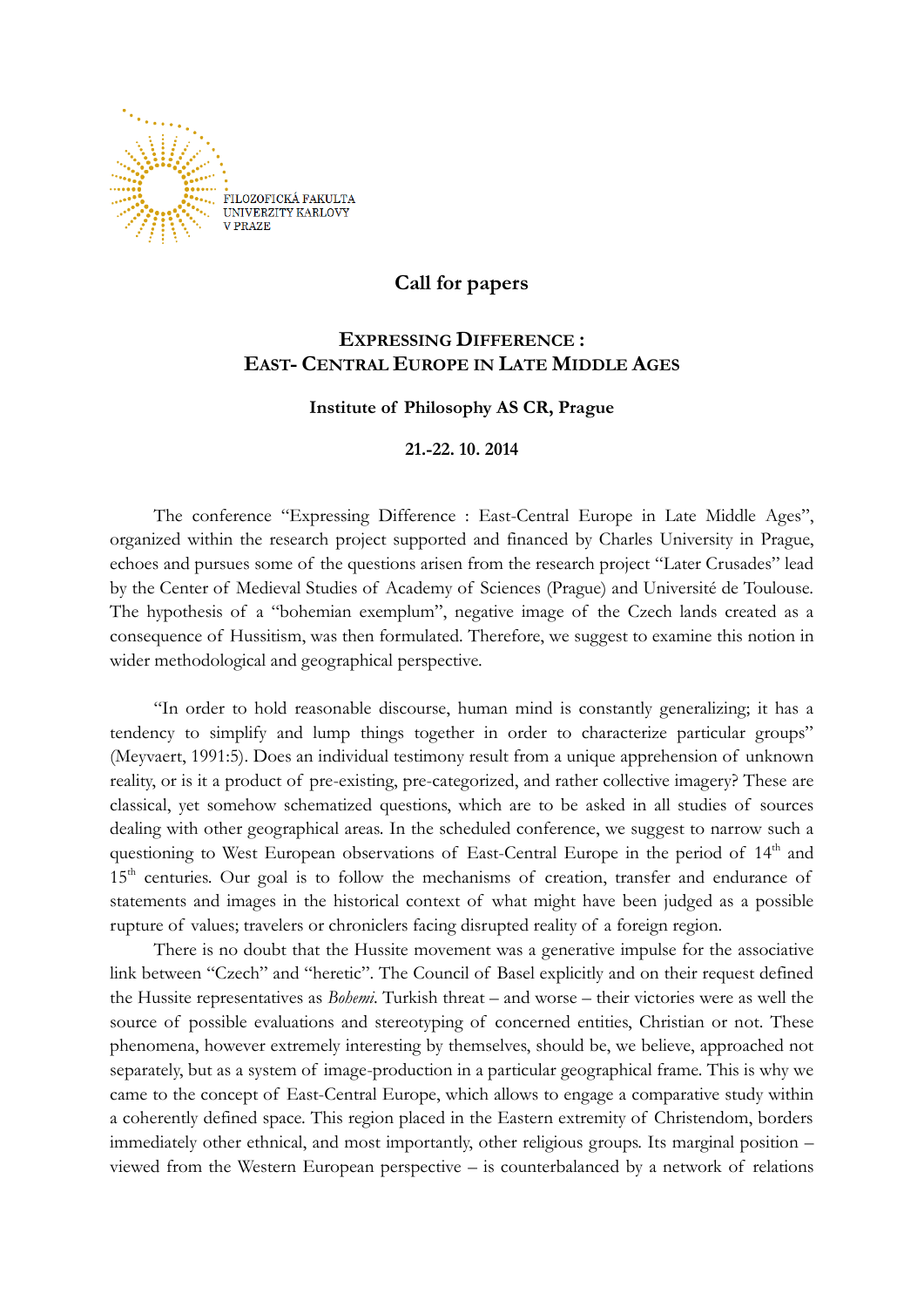FILOZOFICKÁ FAKULTA
UNIVERZITY KARLOVY
V PRAZE

## Call for papers

# EXPRESSING DIFFERENCE : EAST- CENTRAL EUROPE IN LATE MIDDLE AGES

**Institute of Philosophy AS CR, Prague**

**21.-22. 10. 2014**

The conference "Expressing Difference : East-Central Europe in Late Middle Ages", organized within the research project supported and financed by Charles University in Prague, echoes and pursues some of the questions arisen from the research project "Later Crusades" lead by the Center of Medieval Studies of Academy of Sciences (Prague) and Université de Toulouse. The hypothesis of a "bohemian exemplum", negative image of the Czech lands created as a consequence of Hussitism, was then formulated. Therefore, we suggest to examine this notion in wider methodological and geographical perspective.

"In order to hold reasonable discourse, human mind is constantly generalizing; it has a tendency to simplify and lump things together in order to characterize particular groups" (Meyvaert, 1991:5). Does an individual testimony result from a unique apprehension of unknown reality, or is it a product of pre-existing, pre-categorized, and rather collective imagery? These are classical, yet somehow schematized questions, which are to be asked in all studies of sources dealing with other geographical areas. In the scheduled conference, we suggest to narrow such a questioning to West European observations of East-Central Europe in the period of 14th and 15th centuries. Our goal is to follow the mechanisms of creation, transfer and endurance of statements and images in the historical context of what might have been judged as a possible rupture of values; travelers or chroniclers facing disrupted reality of a foreign region.

There is no doubt that the Hussite movement was a generative impulse for the associative link between "Czech" and "heretic". The Council of Basel explicitly and on their request defined the Hussite representatives as *Bohemi*. Turkish threat – and worse – their victories were as well the source of possible evaluations and stereotyping of concerned entities, Christian or not. These phenomena, however extremely interesting by themselves, should be, we believe, approached not separately, but as a system of image-production in a particular geographical frame. This is why we came to the concept of East-Central Europe, which allows to engage a comparative study within a coherently defined space. This region placed in the Eastern extremity of Christendom, borders immediately other ethnical, and most importantly, other religious groups. Its marginal position – viewed from the Western European perspective – is counterbalanced by a network of relations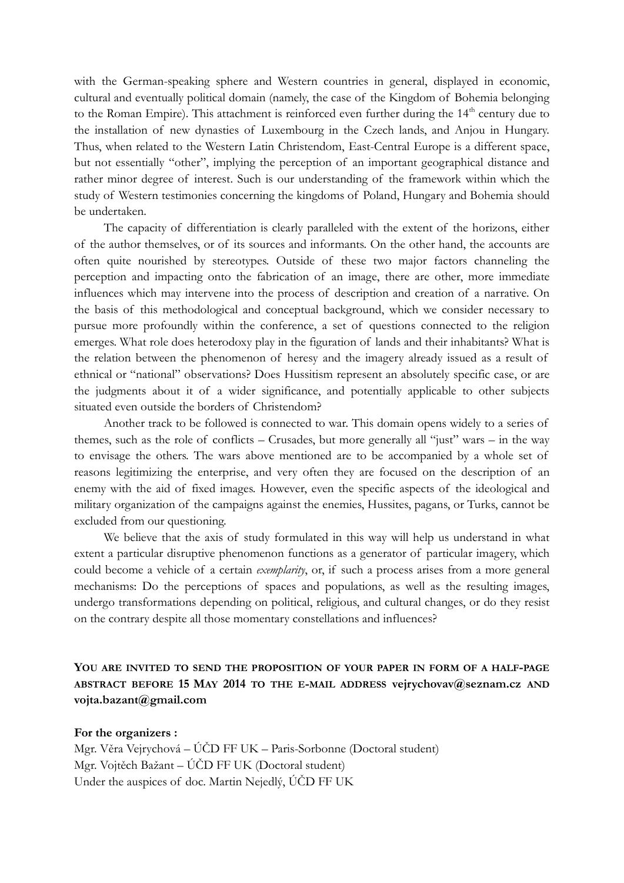with the German-speaking sphere and Western countries in general, displayed in economic, cultural and eventually political domain (namely, the case of the Kingdom of Bohemia belonging to the Roman Empire). This attachment is reinforced even further during the 14th century due to the installation of new dynasties of Luxembourg in the Czech lands, and Anjou in Hungary. Thus, when related to the Western Latin Christendom, East-Central Europe is a different space, but not essentially "other", implying the perception of an important geographical distance and rather minor degree of interest. Such is our understanding of the framework within which the study of Western testimonies concerning the kingdoms of Poland, Hungary and Bohemia should be undertaken.

The capacity of differentiation is clearly paralleled with the extent of the horizons, either of the author themselves, or of its sources and informants. On the other hand, the accounts are often quite nourished by stereotypes. Outside of these two major factors channeling the perception and impacting onto the fabrication of an image, there are other, more immediate influences which may intervene into the process of description and creation of a narrative. On the basis of this methodological and conceptual background, which we consider necessary to pursue more profoundly within the conference, a set of questions connected to the religion emerges. What role does heterodoxy play in the figuration of lands and their inhabitants? What is the relation between the phenomenon of heresy and the imagery already issued as a result of ethnical or "national" observations? Does Hussitism represent an absolutely specific case, or are the judgments about it of a wider significance, and potentially applicable to other subjects situated even outside the borders of Christendom?

Another track to be followed is connected to war. This domain opens widely to a series of themes, such as the role of conflicts – Crusades, but more generally all "just" wars – in the way to envisage the others. The wars above mentioned are to be accompanied by a whole set of reasons legitimizing the enterprise, and very often they are focused on the description of an enemy with the aid of fixed images. However, even the specific aspects of the ideological and military organization of the campaigns against the enemies, Hussites, pagans, or Turks, cannot be excluded from our questioning.

We believe that the axis of study formulated in this way will help us understand in what extent a particular disruptive phenomenon functions as a generator of particular imagery, which could become a vehicle of a certain *exemplarity*, or, if such a process arises from a more general mechanisms: Do the perceptions of spaces and populations, as well as the resulting images, undergo transformations depending on political, religious, and cultural changes, or do they resist on the contrary despite all those momentary constellations and influences?

**YOU ARE INVITED TO SEND THE PROPOSITION OF YOUR PAPER IN FORM OF A HALF-PAGE ABSTRACT BEFORE 15 MAY 2014 TO THE E-MAIL ADDRESS vejrychovav@seznam.cz AND vojta.bazant@gmail.com**

**For the organizers :**
Mgr. Věra Vejrychová – ÚČD FF UK – Paris-Sorbonne (Doctoral student)
Mgr. Vojtěch Bažant – ÚČD FF UK (Doctoral student)
Under the auspices of doc. Martin Nejedlý, ÚČD FF UK